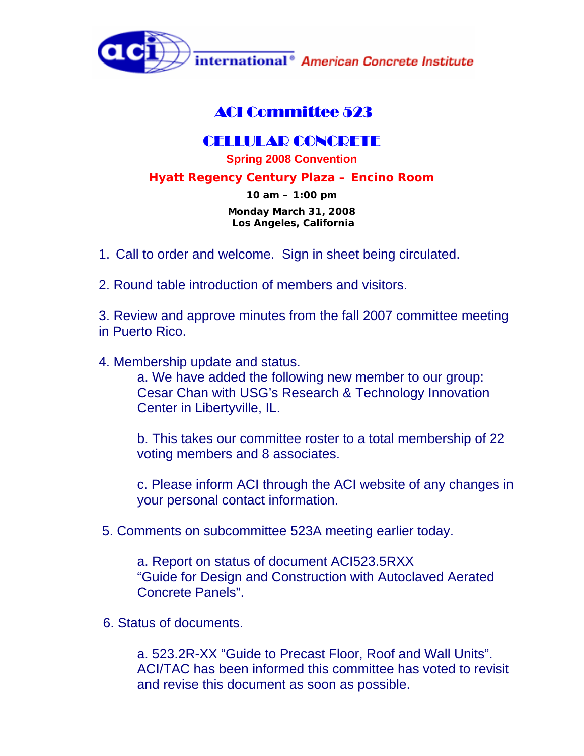aci international® American Concrete Institute

# ACI Committee 523

# CELLULAR CONCRETE

**Spring 2008 Convention**

**Hyatt Regency Century Plaza – Encino Room**

**10 am – 1:00 pm**

**Monday March 31, 2008**
**Los Angeles, California**

1. Call to order and welcome. Sign in sheet being circulated.

2. Round table introduction of members and visitors.

3. Review and approve minutes from the fall 2007 committee meeting in Puerto Rico.

4. Membership update and status.

   a. We have added the following new member to our group: Cesar Chan with USG's Research & Technology Innovation Center in Libertyville, IL.

   b. This takes our committee roster to a total membership of 22 voting members and 8 associates.

   c. Please inform ACI through the ACI website of any changes in your personal contact information.

5. Comments on subcommittee 523A meeting earlier today.

   a. Report on status of document ACI523.5RXX "Guide for Design and Construction with Autoclaved Aerated Concrete Panels".

6. Status of documents.

   a. 523.2R-XX "Guide to Precast Floor, Roof and Wall Units". ACI/TAC has been informed this committee has voted to revisit and revise this document as soon as possible.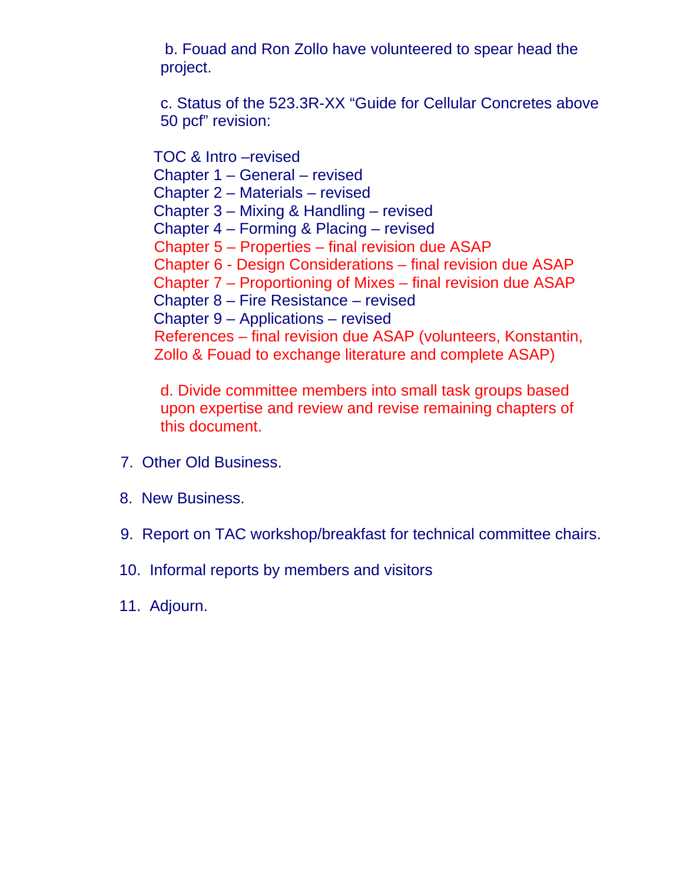b. Fouad and Ron Zollo have volunteered to spear head the project.

c. Status of the 523.3R-XX "Guide for Cellular Concretes above 50 pcf" revision:

TOC & Intro –revised
Chapter 1 – General – revised
Chapter 2 – Materials – revised
Chapter 3 – Mixing & Handling – revised
Chapter 4 – Forming & Placing – revised
Chapter 5 – Properties – final revision due ASAP
Chapter 6 - Design Considerations – final revision due ASAP
Chapter 7 – Proportioning of Mixes – final revision due ASAP
Chapter 8 – Fire Resistance – revised
Chapter 9 – Applications – revised
References – final revision due ASAP (volunteers, Konstantin, Zollo & Fouad to exchange literature and complete ASAP)

d. Divide committee members into small task groups based upon expertise and review and revise remaining chapters of this document.

7. Other Old Business.

8. New Business.

9. Report on TAC workshop/breakfast for technical committee chairs.

10. Informal reports by members and visitors

11. Adjourn.